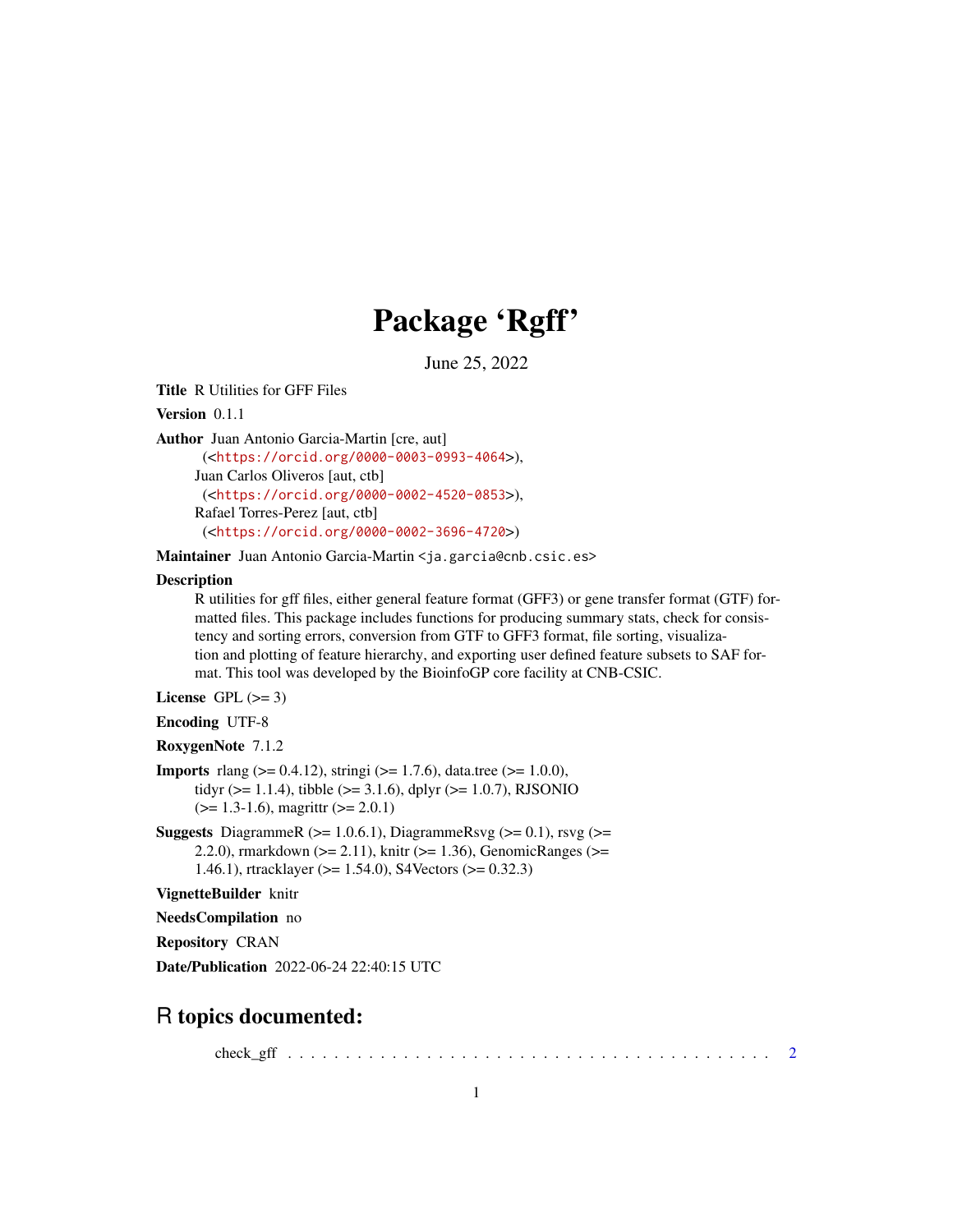# Package 'Rgff'

June 25, 2022

**Title** R Utilities for GFF Files

**Version** 0.1.1

**Author** Juan Antonio Garcia-Martin [cre, aut] (<https://orcid.org/0000-0003-0993-4064>), Juan Carlos Oliveros [aut, ctb] (<https://orcid.org/0000-0002-4520-0853>), Rafael Torres-Perez [aut, ctb] (<https://orcid.org/0000-0002-3696-4720>)

**Maintainer** Juan Antonio Garcia-Martin <ja.garcia@cnb.csic.es>

**Description** R utilities for gff files, either general feature format (GFF3) or gene transfer format (GTF) formatted files. This package includes functions for producing summary stats, check for consistency and sorting errors, conversion from GTF to GFF3 format, file sorting, visualization and plotting of feature hierarchy, and exporting user defined feature subsets to SAF format. This tool was developed by the BioinfoGP core facility at CNB-CSIC.

**License** GPL (>= 3)

**Encoding** UTF-8

**RoxygenNote** 7.1.2

**Imports** rlang (>= 0.4.12), stringi (>= 1.7.6), data.tree (>= 1.0.0), tidyr (>= 1.1.4), tibble (>= 3.1.6), dplyr (>= 1.0.7), RJSONIO (>= 1.3-1.6), magrittr (>= 2.0.1)

**Suggests** DiagrammeR (>= 1.0.6.1), DiagrammeRsvg (>= 0.1), rsvg (>= 2.2.0), rmarkdown (>= 2.11), knitr (>= 1.36), GenomicRanges (>= 1.46.1), rtracklayer (>= 1.54.0), S4Vectors (>= 0.32.3)

**VignetteBuilder** knitr

**NeedsCompilation** no

**Repository** CRAN

**Date/Publication** 2022-06-24 22:40:15 UTC

## R topics documented:

check_gff . . . . . . . . . . . . . . . . . . . . . . . . . . . . . . . . . . . . . . . . . 2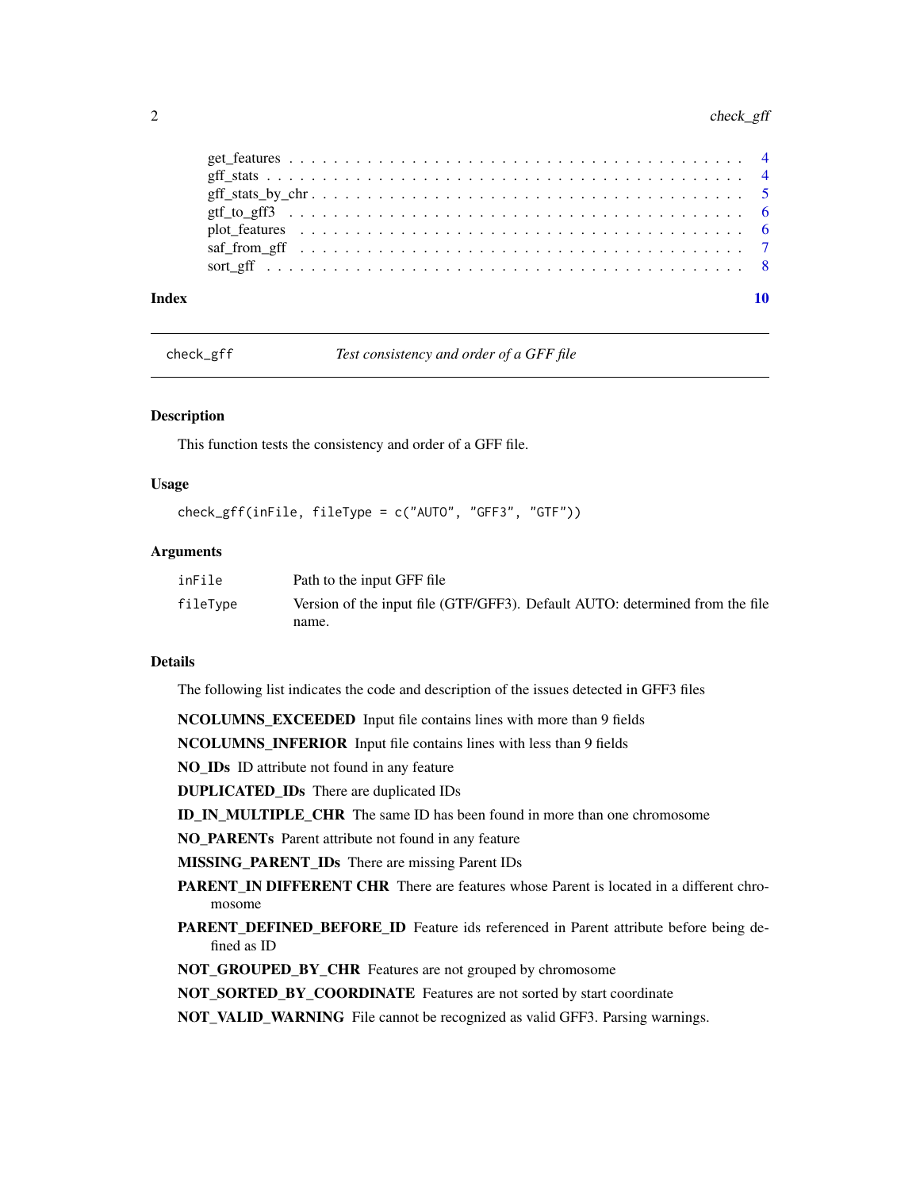get_features . . . . . . . . . . . . . . . . . . . . . . . . . . . . . . . . . . . . . . 4
gff_stats . . . . . . . . . . . . . . . . . . . . . . . . . . . . . . . . . . . . . . . . 4
gff_stats_by_chr . . . . . . . . . . . . . . . . . . . . . . . . . . . . . . . . . . . . 5
gtf_to_gff3 . . . . . . . . . . . . . . . . . . . . . . . . . . . . . . . . . . . . . . . 6
plot_features . . . . . . . . . . . . . . . . . . . . . . . . . . . . . . . . . . . . . . 6
saf_from_gff . . . . . . . . . . . . . . . . . . . . . . . . . . . . . . . . . . . . . . 7
sort_gff . . . . . . . . . . . . . . . . . . . . . . . . . . . . . . . . . . . . . . . . . 8

**Index** **10**

---

## check_gff — *Test consistency and order of a GFF file*

### Description

This function tests the consistency and order of a GFF file.

### Usage

```
check_gff(inFile, fileType = c("AUTO", "GFF3", "GTF"))
```

### Arguments

| | |
|---|---|
| inFile | Path to the input GFF file |
| fileType | Version of the input file (GTF/GFF3). Default AUTO: determined from the file name. |

### Details

The following list indicates the code and description of the issues detected in GFF3 files

**NCOLUMNS_EXCEEDED** Input file contains lines with more than 9 fields

**NCOLUMNS_INFERIOR** Input file contains lines with less than 9 fields

**NO_IDs** ID attribute not found in any feature

**DUPLICATED_IDs** There are duplicated IDs

**ID_IN_MULTIPLE_CHR** The same ID has been found in more than one chromosome

**NO_PARENTs** Parent attribute not found in any feature

**MISSING_PARENT_IDs** There are missing Parent IDs

**PARENT_IN DIFFERENT CHR** There are features whose Parent is located in a different chromosome

**PARENT_DEFINED_BEFORE_ID** Feature ids referenced in Parent attribute before being defined as ID

**NOT_GROUPED_BY_CHR** Features are not grouped by chromosome

**NOT_SORTED_BY_COORDINATE** Features are not sorted by start coordinate

**NOT_VALID_WARNING** File cannot be recognized as valid GFF3. Parsing warnings.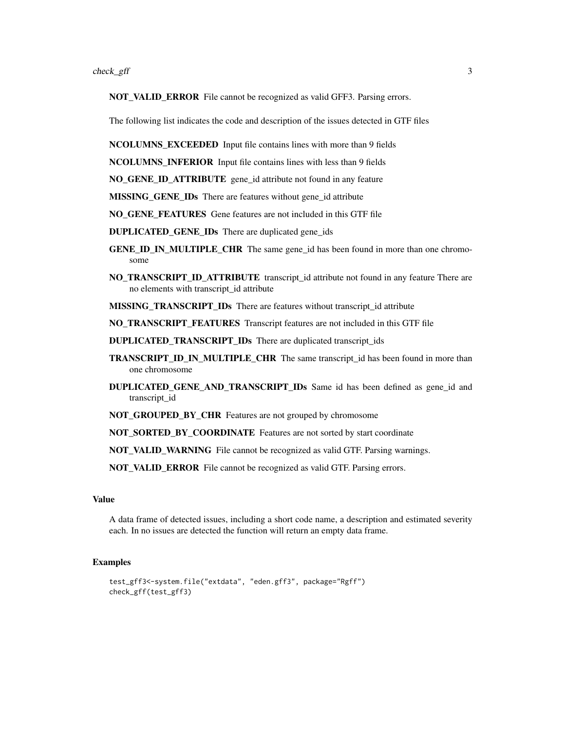**NOT_VALID_ERROR** File cannot be recognized as valid GFF3. Parsing errors.

The following list indicates the code and description of the issues detected in GTF files

**NCOLUMNS_EXCEEDED** Input file contains lines with more than 9 fields

**NCOLUMNS_INFERIOR** Input file contains lines with less than 9 fields

**NO_GENE_ID_ATTRIBUTE** gene_id attribute not found in any feature

**MISSING_GENE_IDs** There are features without gene_id attribute

**NO_GENE_FEATURES** Gene features are not included in this GTF file

**DUPLICATED_GENE_IDs** There are duplicated gene_ids

**GENE_ID_IN_MULTIPLE_CHR** The same gene_id has been found in more than one chromosome

**NO_TRANSCRIPT_ID_ATTRIBUTE** transcript_id attribute not found in any feature There are no elements with transcript_id attribute

**MISSING_TRANSCRIPT_IDs** There are features without transcript_id attribute

**NO_TRANSCRIPT_FEATURES** Transcript features are not included in this GTF file

**DUPLICATED_TRANSCRIPT_IDs** There are duplicated transcript_ids

**TRANSCRIPT_ID_IN_MULTIPLE_CHR** The same transcript_id has been found in more than one chromosome

**DUPLICATED_GENE_AND_TRANSCRIPT_IDs** Same id has been defined as gene_id and transcript_id

**NOT_GROUPED_BY_CHR** Features are not grouped by chromosome

**NOT_SORTED_BY_COORDINATE** Features are not sorted by start coordinate

**NOT_VALID_WARNING** File cannot be recognized as valid GTF. Parsing warnings.

**NOT_VALID_ERROR** File cannot be recognized as valid GTF. Parsing errors.

### Value

A data frame of detected issues, including a short code name, a description and estimated severity each. In no issues are detected the function will return an empty data frame.

### Examples

```
test_gff3<-system.file("extdata", "eden.gff3", package="Rgff")
check_gff(test_gff3)
```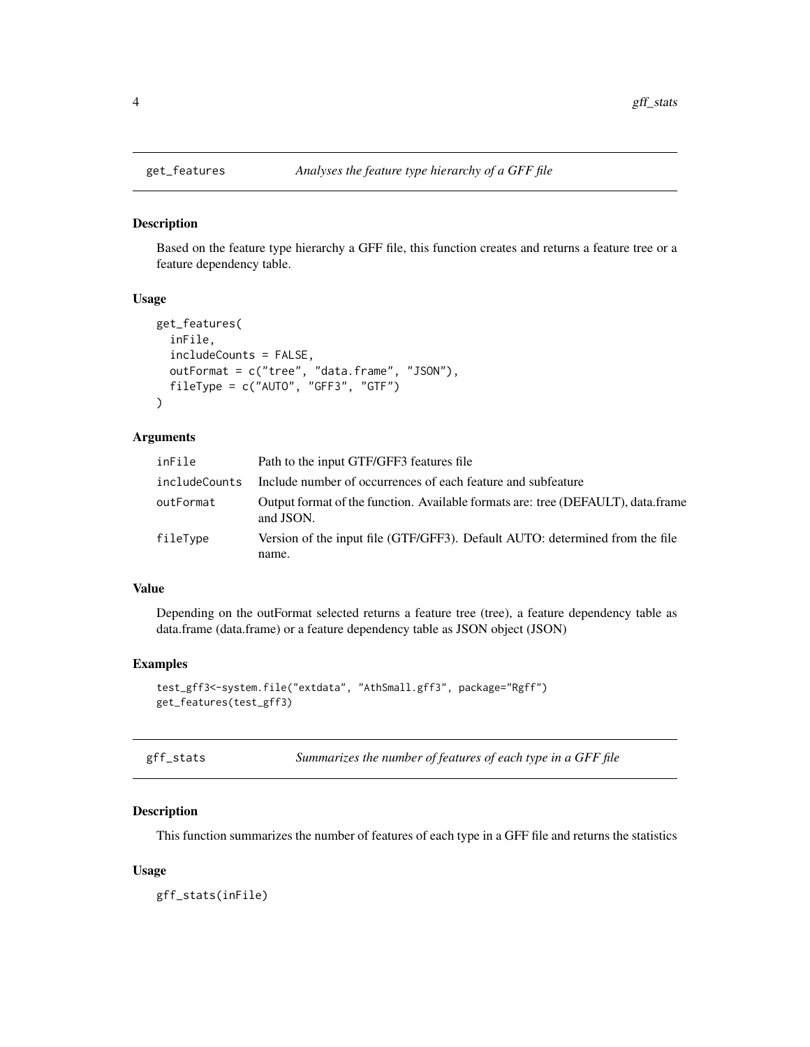## get_features — *Analyses the feature type hierarchy of a GFF file*

### Description

Based on the feature type hierarchy a GFF file, this function creates and returns a feature tree or a feature dependency table.

### Usage

```
get_features(
  inFile,
  includeCounts = FALSE,
  outFormat = c("tree", "data.frame", "JSON"),
  fileType = c("AUTO", "GFF3", "GTF")
)
```

### Arguments

| | |
|---|---|
| inFile | Path to the input GTF/GFF3 features file |
| includeCounts | Include number of occurrences of each feature and subfeature |
| outFormat | Output format of the function. Available formats are: tree (DEFAULT), data.frame and JSON. |
| fileType | Version of the input file (GTF/GFF3). Default AUTO: determined from the file name. |

### Value

Depending on the outFormat selected returns a feature tree (tree), a feature dependency table as data.frame (data.frame) or a feature dependency table as JSON object (JSON)

### Examples

```
test_gff3<-system.file("extdata", "AthSmall.gff3", package="Rgff")
get_features(test_gff3)
```

## gff_stats — *Summarizes the number of features of each type in a GFF file*

### Description

This function summarizes the number of features of each type in a GFF file and returns the statistics

### Usage

```
gff_stats(inFile)
```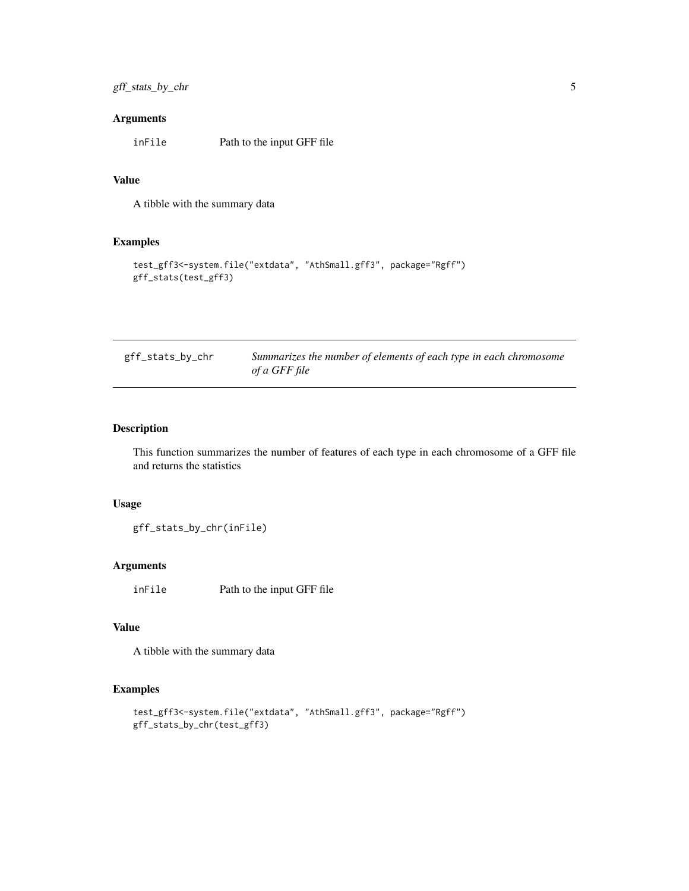### Arguments

inFile Path to the input GFF file

### Value

A tibble with the summary data

### Examples

```
test_gff3<-system.file("extdata", "AthSmall.gff3", package="Rgff")
gff_stats(test_gff3)
```

---

## gff_stats_by_chr *Summarizes the number of elements of each type in each chromosome of a GFF file*

---

### Description

This function summarizes the number of features of each type in each chromosome of a GFF file and returns the statistics

### Usage

```
gff_stats_by_chr(inFile)
```

### Arguments

inFile Path to the input GFF file

### Value

A tibble with the summary data

### Examples

```
test_gff3<-system.file("extdata", "AthSmall.gff3", package="Rgff")
gff_stats_by_chr(test_gff3)
```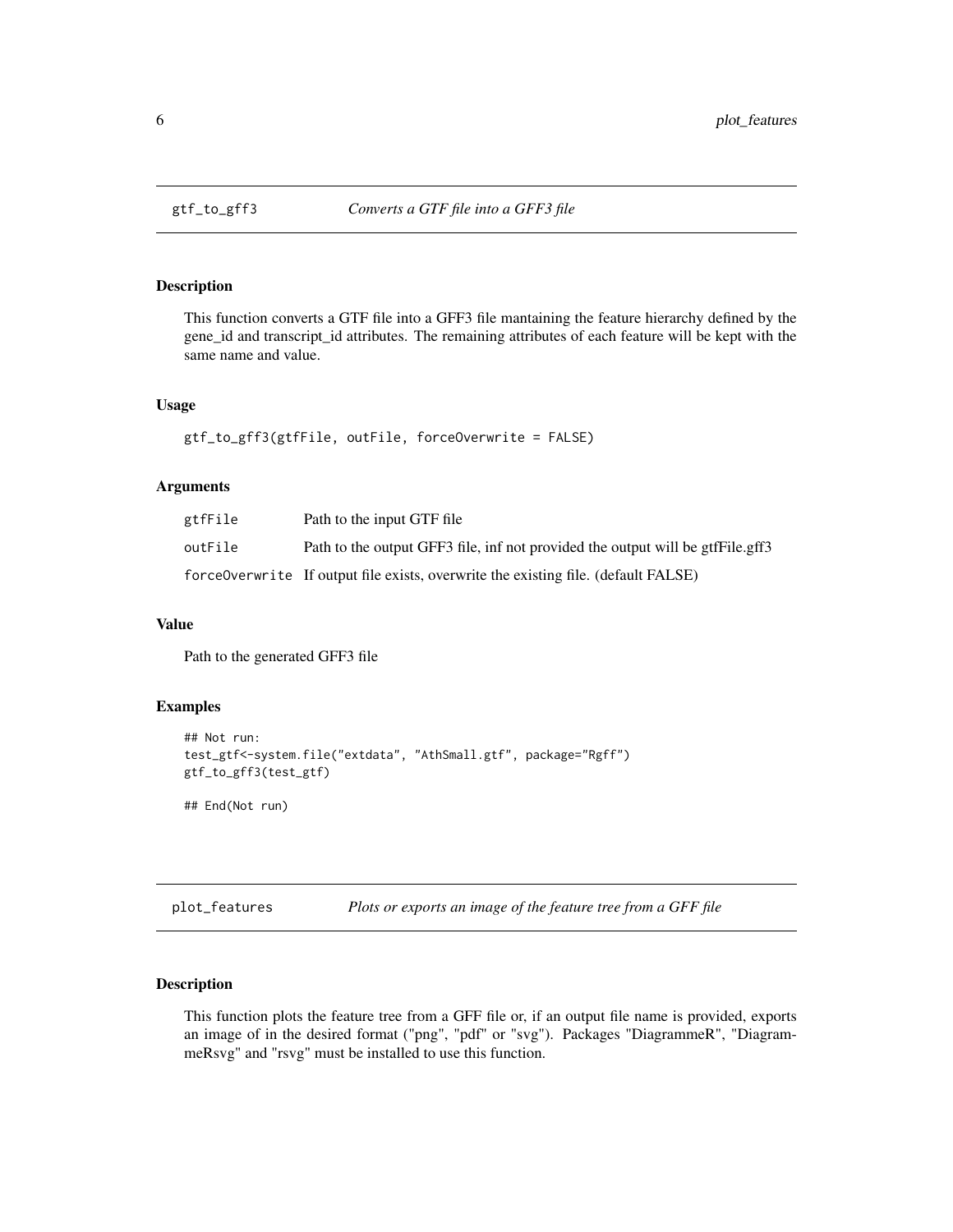## gtf_to_gff3 — *Converts a GTF file into a GFF3 file*

### Description

This function converts a GTF file into a GFF3 file mantaining the feature hierarchy defined by the gene_id and transcript_id attributes. The remaining attributes of each feature will be kept with the same name and value.

### Usage

```
gtf_to_gff3(gtfFile, outFile, forceOverwrite = FALSE)
```

### Arguments

| | |
|---|---|
| gtfFile | Path to the input GTF file |
| outFile | Path to the output GFF3 file, inf not provided the output will be gtfFile.gff3 |
| forceOverwrite | If output file exists, overwrite the existing file. (default FALSE) |

### Value

Path to the generated GFF3 file

### Examples

```
## Not run:
test_gtf<-system.file("extdata", "AthSmall.gtf", package="Rgff")
gtf_to_gff3(test_gtf)

## End(Not run)
```

## plot_features — *Plots or exports an image of the feature tree from a GFF file*

### Description

This function plots the feature tree from a GFF file or, if an output file name is provided, exports an image of in the desired format ("png", "pdf" or "svg"). Packages "DiagrammeR", "DiagrammeRsvg" and "rsvg" must be installed to use this function.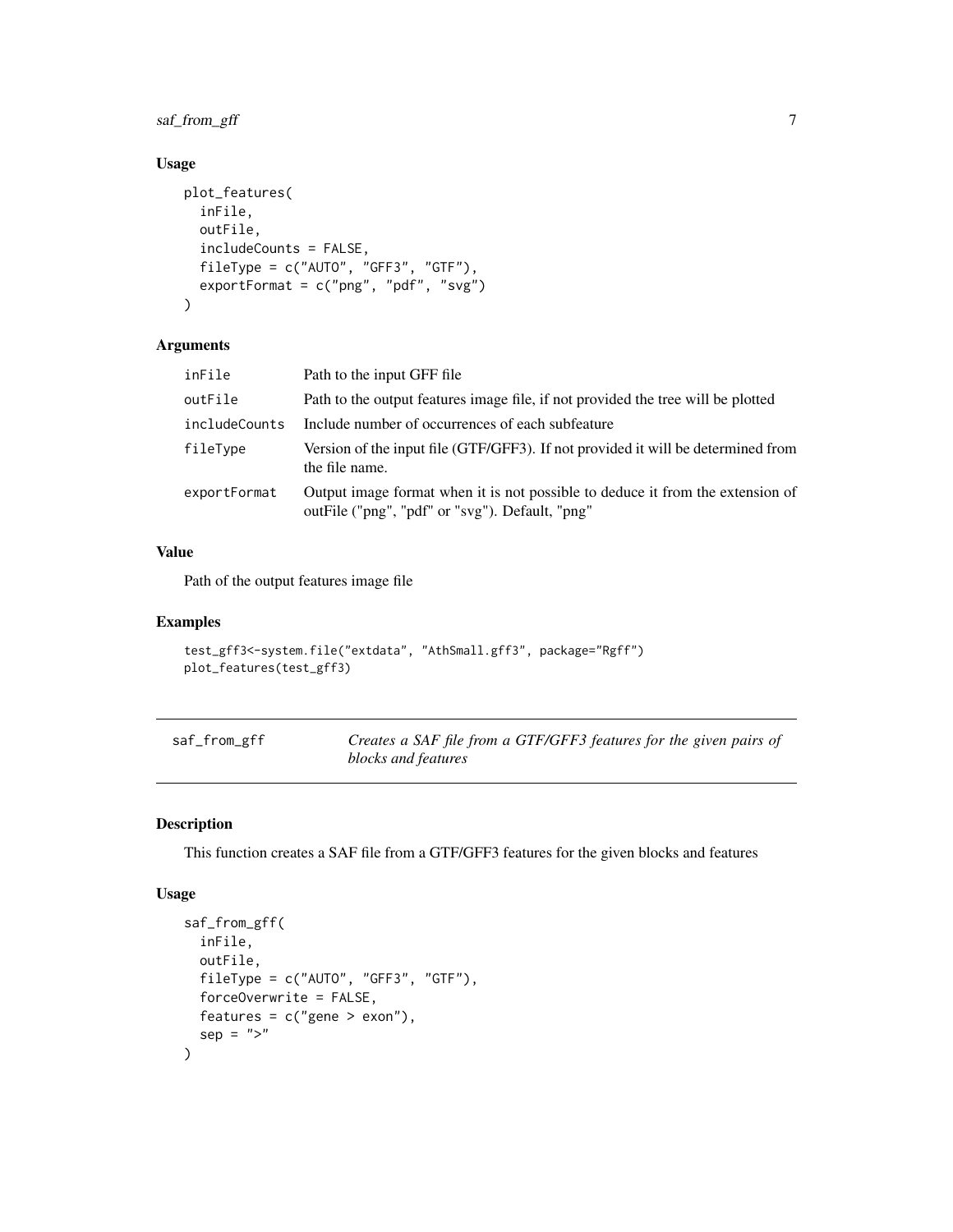### Usage

```
plot_features(
  inFile,
  outFile,
  includeCounts = FALSE,
  fileType = c("AUTO", "GFF3", "GTF"),
  exportFormat = c("png", "pdf", "svg")
)
```

### Arguments

| | |
|---|---|
| inFile | Path to the input GFF file |
| outFile | Path to the output features image file, if not provided the tree will be plotted |
| includeCounts | Include number of occurrences of each subfeature |
| fileType | Version of the input file (GTF/GFF3). If not provided it will be determined from the file name. |
| exportFormat | Output image format when it is not possible to deduce it from the extension of outFile ("png", "pdf" or "svg"). Default, "png" |

### Value

Path of the output features image file

### Examples

```
test_gff3<-system.file("extdata", "AthSmall.gff3", package="Rgff")
plot_features(test_gff3)
```

---

## saf_from_gff — *Creates a SAF file from a GTF/GFF3 features for the given pairs of blocks and features*

### Description

This function creates a SAF file from a GTF/GFF3 features for the given blocks and features

### Usage

```
saf_from_gff(
  inFile,
  outFile,
  fileType = c("AUTO", "GFF3", "GTF"),
  forceOverwrite = FALSE,
  features = c("gene > exon"),
  sep = ">"
)
```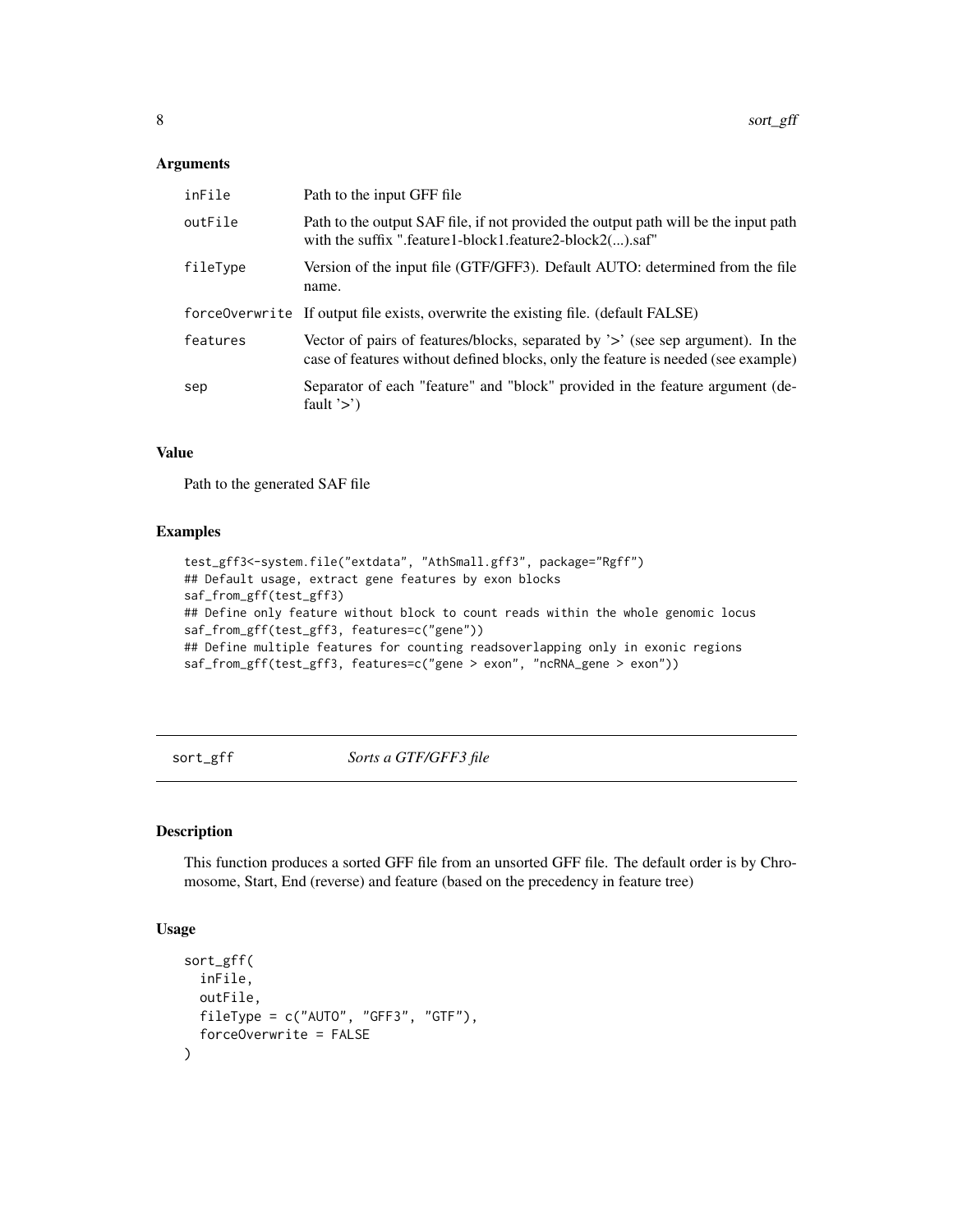### Arguments

| | |
|---|---|
| inFile | Path to the input GFF file |
| outFile | Path to the output SAF file, if not provided the output path will be the input path with the suffix ".feature1-block1.feature2-block2(...).saf" |
| fileType | Version of the input file (GTF/GFF3). Default AUTO: determined from the file name. |
| forceOverwrite | If output file exists, overwrite the existing file. (default FALSE) |
| features | Vector of pairs of features/blocks, separated by '>' (see sep argument). In the case of features without defined blocks, only the feature is needed (see example) |
| sep | Separator of each "feature" and "block" provided in the feature argument (default '>') |

### Value

Path to the generated SAF file

### Examples

```
test_gff3<-system.file("extdata", "AthSmall.gff3", package="Rgff")
## Default usage, extract gene features by exon blocks
saf_from_gff(test_gff3)
## Define only feature without block to count reads within the whole genomic locus
saf_from_gff(test_gff3, features=c("gene"))
## Define multiple features for counting readsoverlapping only in exonic regions
saf_from_gff(test_gff3, features=c("gene > exon", "ncRNA_gene > exon"))
```

## sort_gff — *Sorts a GTF/GFF3 file*

### Description

This function produces a sorted GFF file from an unsorted GFF file. The default order is by Chromosome, Start, End (reverse) and feature (based on the precedency in feature tree)

### Usage

```
sort_gff(
  inFile,
  outFile,
  fileType = c("AUTO", "GFF3", "GTF"),
  forceOverwrite = FALSE
)
```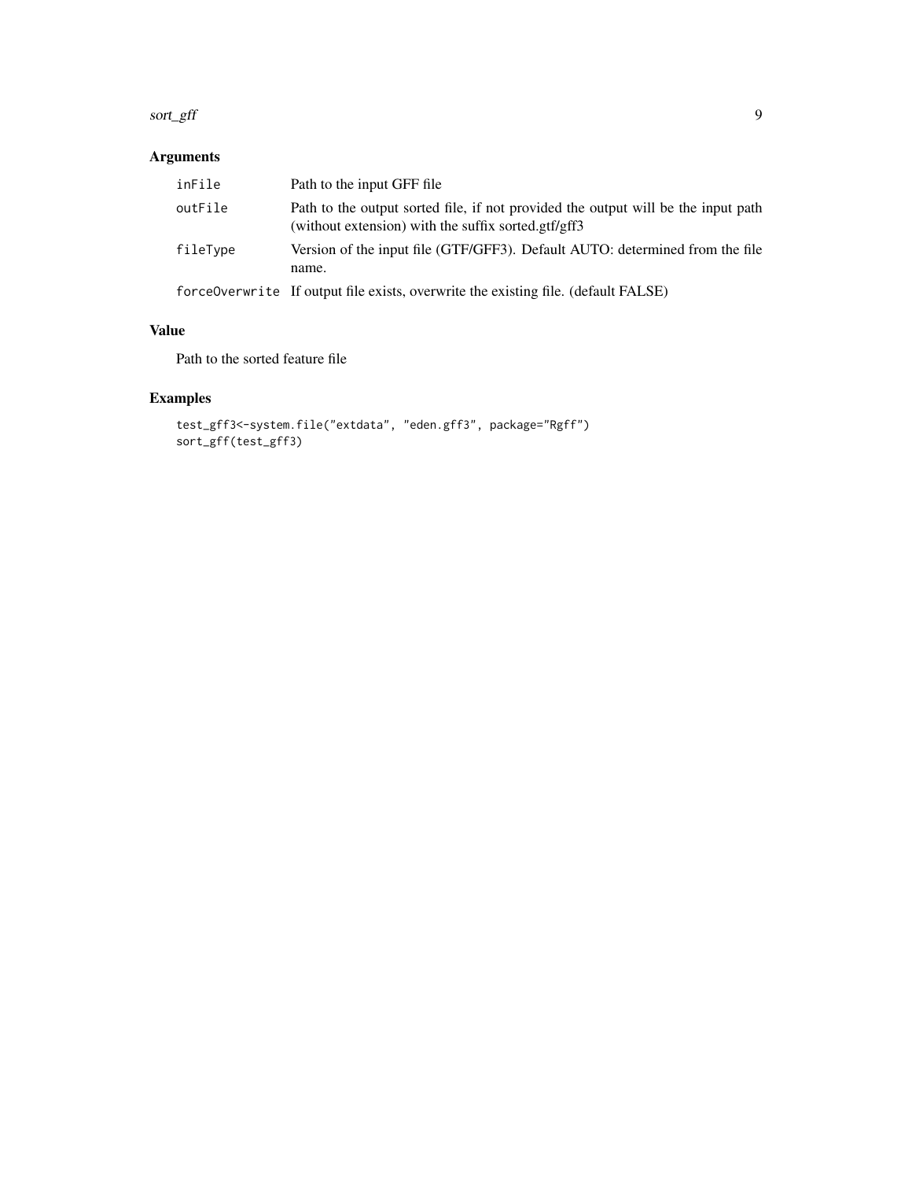## Arguments

| | |
|---|---|
| inFile | Path to the input GFF file |
| outFile | Path to the output sorted file, if not provided the output will be the input path (without extension) with the suffix sorted.gtf/gff3 |
| fileType | Version of the input file (GTF/GFF3). Default AUTO: determined from the file name. |
| forceOverwrite | If output file exists, overwrite the existing file. (default FALSE) |

## Value

Path to the sorted feature file

## Examples

```
test_gff3<-system.file("extdata", "eden.gff3", package="Rgff")
sort_gff(test_gff3)
```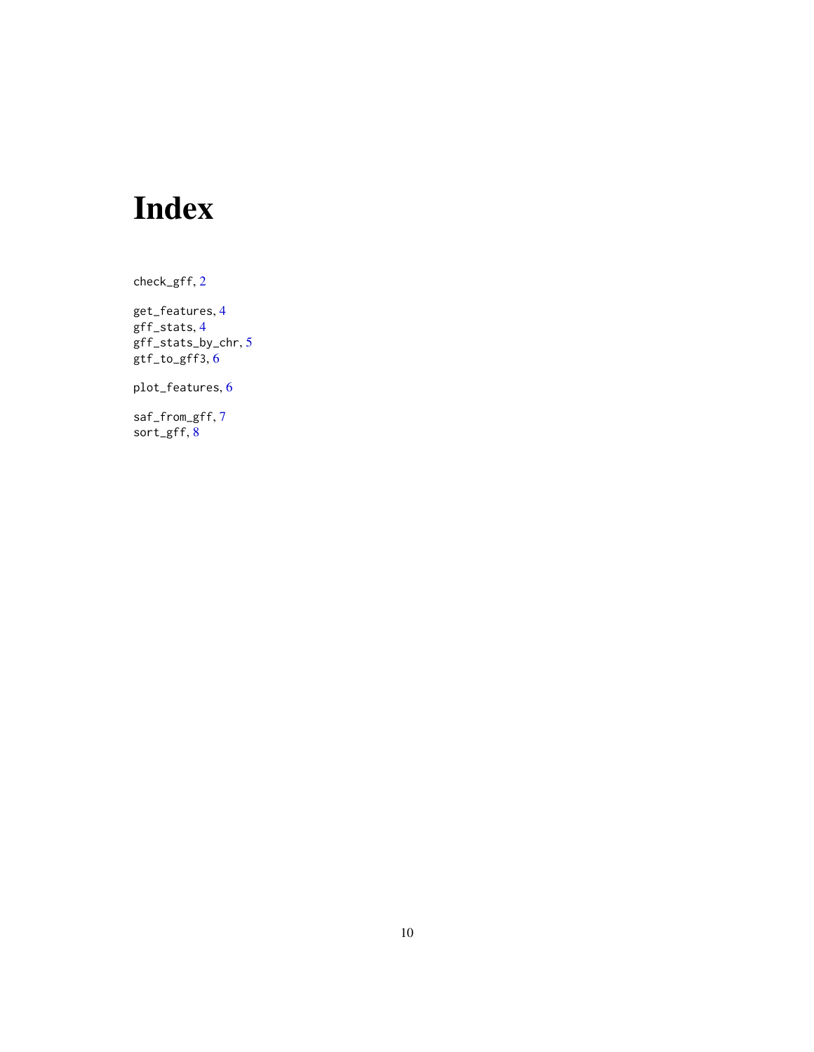# Index

check_gff, 2

get_features, 4
gff_stats, 4
gff_stats_by_chr, 5
gtf_to_gff3, 6

plot_features, 6

saf_from_gff, 7
sort_gff, 8